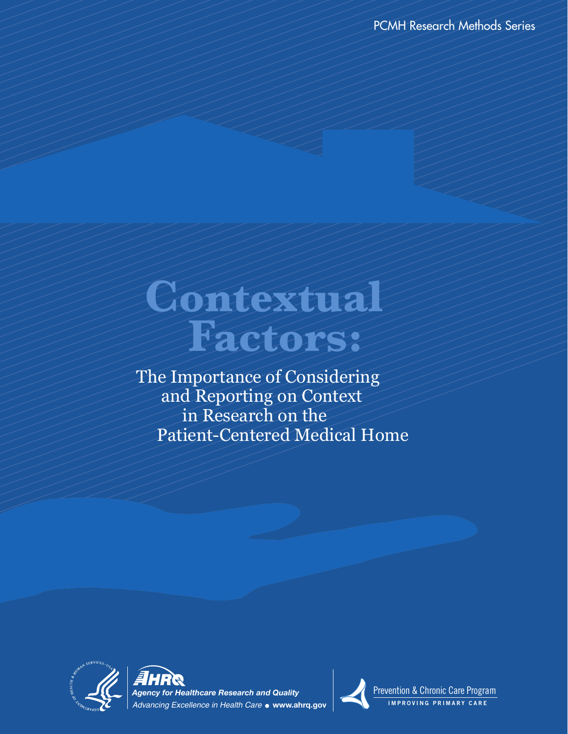PCMH Research Methods Series

# Contextual Factors:

## The Importance of Considering and Reporting on Context in Research on the Patient-Centered Medical Home

AHRQ

*Agency for Healthcare Research and Quality*

*Advancing Excellence in Health Care* • **www.ahrq.gov**

Prevention & Chronic Care Program

IMPROVING PRIMARY CARE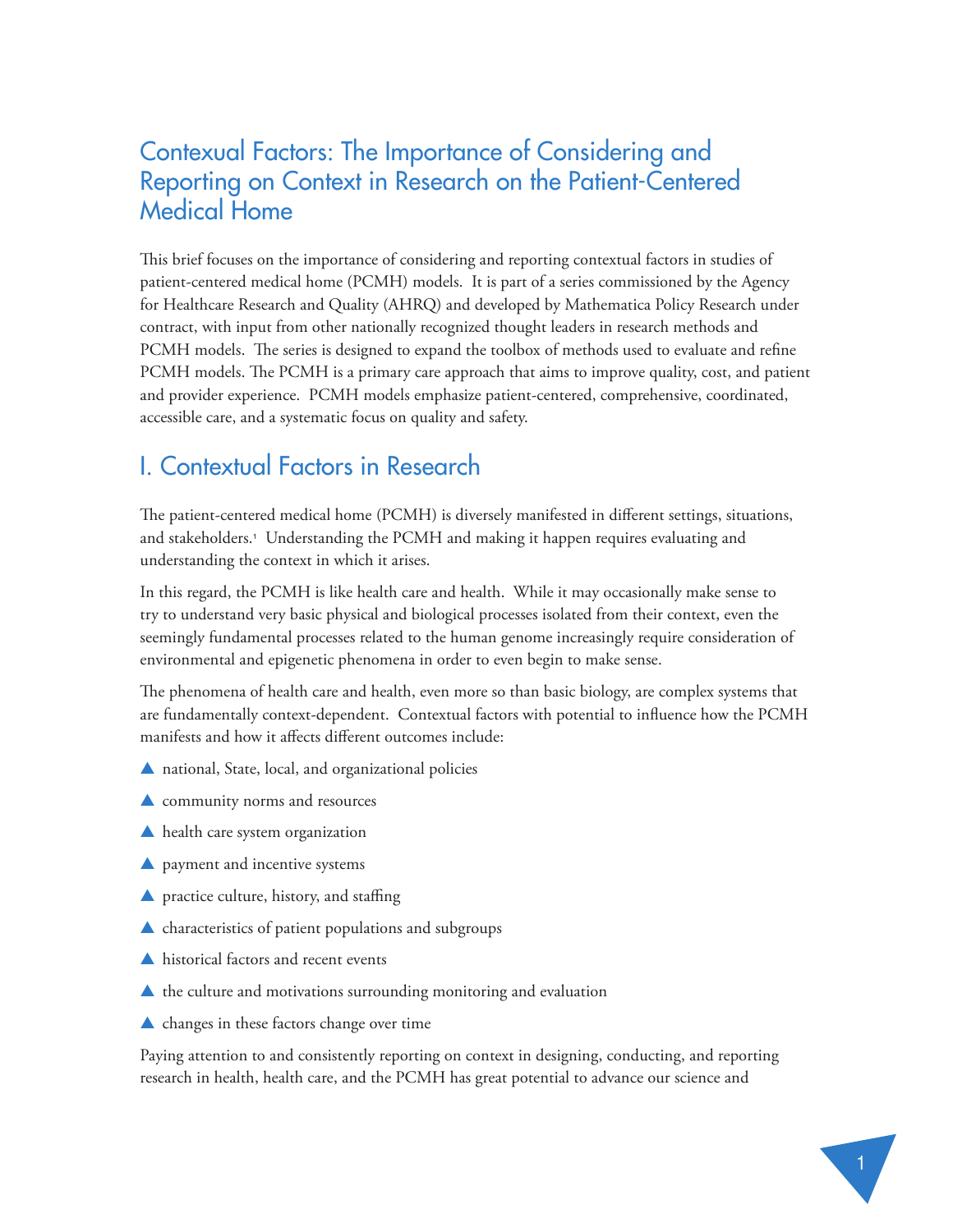# Contexual Factors: The Importance of Considering and Reporting on Context in Research on the Patient-Centered Medical Home

This brief focuses on the importance of considering and reporting contextual factors in studies of patient-centered medical home (PCMH) models. It is part of a series commissioned by the Agency for Healthcare Research and Quality (AHRQ) and developed by Mathematica Policy Research under contract, with input from other nationally recognized thought leaders in research methods and PCMH models. The series is designed to expand the toolbox of methods used to evaluate and refine PCMH models. The PCMH is a primary care approach that aims to improve quality, cost, and patient and provider experience. PCMH models emphasize patient-centered, comprehensive, coordinated, accessible care, and a systematic focus on quality and safety.

## I. Contextual Factors in Research

The patient-centered medical home (PCMH) is diversely manifested in different settings, situations, and stakeholders.[1] Understanding the PCMH and making it happen requires evaluating and understanding the context in which it arises.

In this regard, the PCMH is like health care and health. While it may occasionally make sense to try to understand very basic physical and biological processes isolated from their context, even the seemingly fundamental processes related to the human genome increasingly require consideration of environmental and epigenetic phenomena in order to even begin to make sense.

The phenomena of health care and health, even more so than basic biology, are complex systems that are fundamentally context-dependent. Contextual factors with potential to influence how the PCMH manifests and how it affects different outcomes include:

- national, State, local, and organizational policies
- community norms and resources
- health care system organization
- payment and incentive systems
- practice culture, history, and staffing
- characteristics of patient populations and subgroups
- historical factors and recent events
- the culture and motivations surrounding monitoring and evaluation
- changes in these factors change over time

Paying attention to and consistently reporting on context in designing, conducting, and reporting research in health, health care, and the PCMH has great potential to advance our science and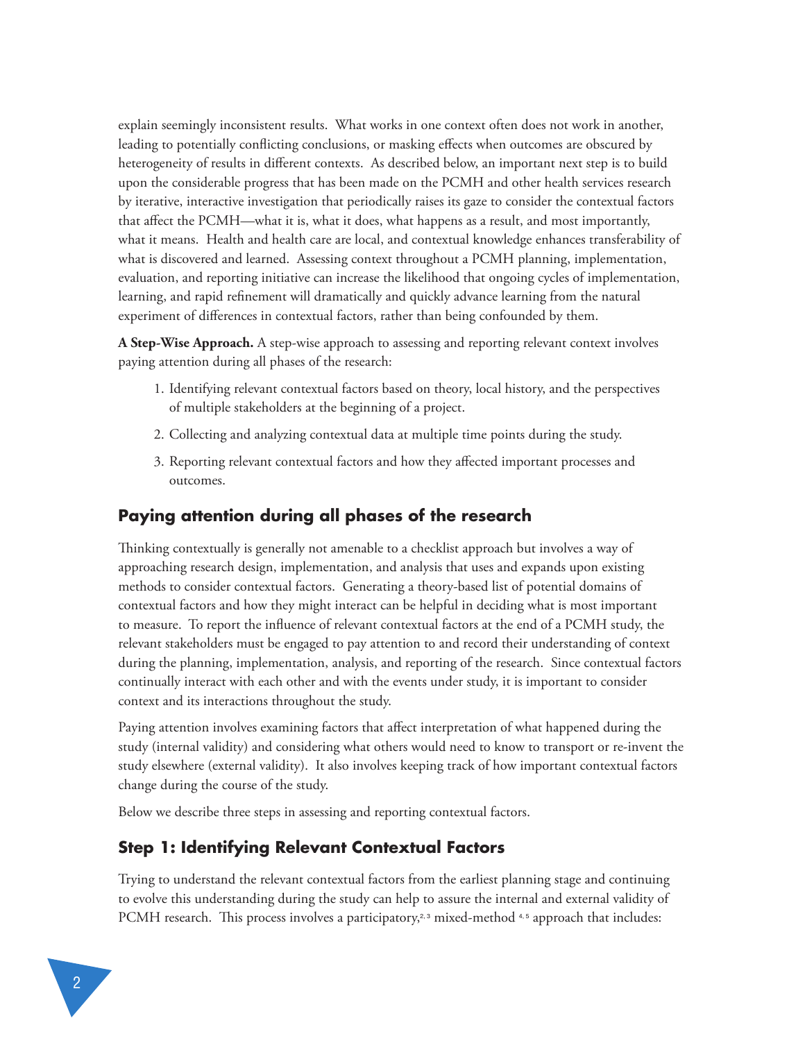explain seemingly inconsistent results. What works in one context often does not work in another, leading to potentially conflicting conclusions, or masking effects when outcomes are obscured by heterogeneity of results in different contexts. As described below, an important next step is to build upon the considerable progress that has been made on the PCMH and other health services research by iterative, interactive investigation that periodically raises its gaze to consider the contextual factors that affect the PCMH—what it is, what it does, what happens as a result, and most importantly, what it means. Health and health care are local, and contextual knowledge enhances transferability of what is discovered and learned. Assessing context throughout a PCMH planning, implementation, evaluation, and reporting initiative can increase the likelihood that ongoing cycles of implementation, learning, and rapid refinement will dramatically and quickly advance learning from the natural experiment of differences in contextual factors, rather than being confounded by them.

**A Step-Wise Approach.** A step-wise approach to assessing and reporting relevant context involves paying attention during all phases of the research:

1. Identifying relevant contextual factors based on theory, local history, and the perspectives of multiple stakeholders at the beginning of a project.
2. Collecting and analyzing contextual data at multiple time points during the study.
3. Reporting relevant contextual factors and how they affected important processes and outcomes.

## Paying attention during all phases of the research

Thinking contextually is generally not amenable to a checklist approach but involves a way of approaching research design, implementation, and analysis that uses and expands upon existing methods to consider contextual factors. Generating a theory-based list of potential domains of contextual factors and how they might interact can be helpful in deciding what is most important to measure. To report the influence of relevant contextual factors at the end of a PCMH study, the relevant stakeholders must be engaged to pay attention to and record their understanding of context during the planning, implementation, analysis, and reporting of the research. Since contextual factors continually interact with each other and with the events under study, it is important to consider context and its interactions throughout the study.

Paying attention involves examining factors that affect interpretation of what happened during the study (internal validity) and considering what others would need to know to transport or re-invent the study elsewhere (external validity). It also involves keeping track of how important contextual factors change during the course of the study.

Below we describe three steps in assessing and reporting contextual factors.

## Step 1: Identifying Relevant Contextual Factors

Trying to understand the relevant contextual factors from the earliest planning stage and continuing to evolve this understanding during the study can help to assure the internal and external validity of PCMH research. This process involves a participatory,[2,3] mixed-method [4,5] approach that includes: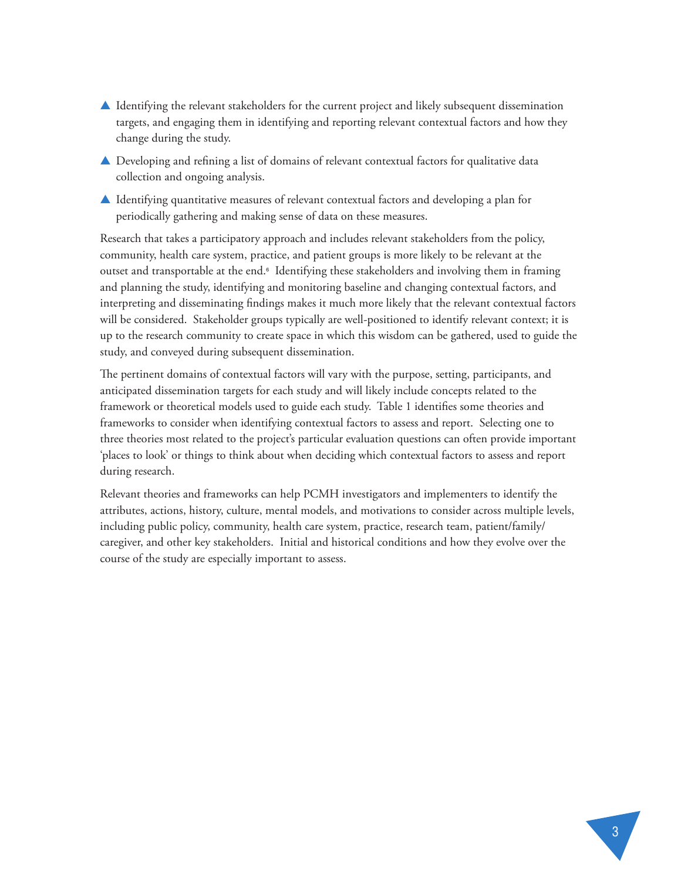- Identifying the relevant stakeholders for the current project and likely subsequent dissemination targets, and engaging them in identifying and reporting relevant contextual factors and how they change during the study.
- Developing and refining a list of domains of relevant contextual factors for qualitative data collection and ongoing analysis.
- Identifying quantitative measures of relevant contextual factors and developing a plan for periodically gathering and making sense of data on these measures.

Research that takes a participatory approach and includes relevant stakeholders from the policy, community, health care system, practice, and patient groups is more likely to be relevant at the outset and transportable at the end.[6] Identifying these stakeholders and involving them in framing and planning the study, identifying and monitoring baseline and changing contextual factors, and interpreting and disseminating findings makes it much more likely that the relevant contextual factors will be considered. Stakeholder groups typically are well-positioned to identify relevant context; it is up to the research community to create space in which this wisdom can be gathered, used to guide the study, and conveyed during subsequent dissemination.

The pertinent domains of contextual factors will vary with the purpose, setting, participants, and anticipated dissemination targets for each study and will likely include concepts related to the framework or theoretical models used to guide each study. Table 1 identifies some theories and frameworks to consider when identifying contextual factors to assess and report. Selecting one to three theories most related to the project's particular evaluation questions can often provide important 'places to look' or things to think about when deciding which contextual factors to assess and report during research.

Relevant theories and frameworks can help PCMH investigators and implementers to identify the attributes, actions, history, culture, mental models, and motivations to consider across multiple levels, including public policy, community, health care system, practice, research team, patient/family/caregiver, and other key stakeholders. Initial and historical conditions and how they evolve over the course of the study are especially important to assess.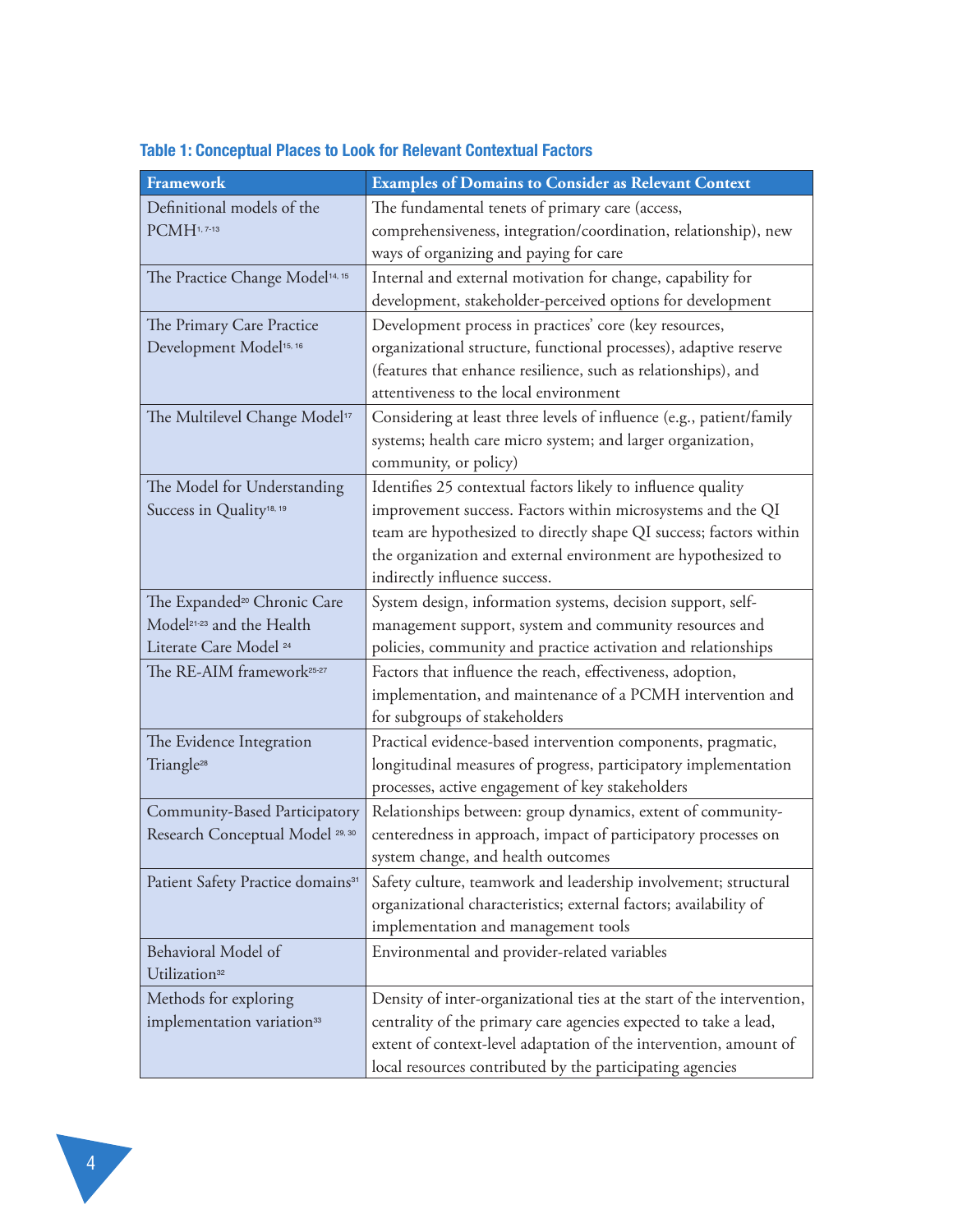**Table 1: Conceptual Places to Look for Relevant Contextual Factors**

| Framework | Examples of Domains to Consider as Relevant Context |
|---|---|
| Definitional models of the PCMH[1, 7-13] | The fundamental tenets of primary care (access, comprehensiveness, integration/coordination, relationship), new ways of organizing and paying for care |
| The Practice Change Model[14, 15] | Internal and external motivation for change, capability for development, stakeholder-perceived options for development |
| The Primary Care Practice Development Model[15, 16] | Development process in practices' core (key resources, organizational structure, functional processes), adaptive reserve (features that enhance resilience, such as relationships), and attentiveness to the local environment |
| The Multilevel Change Model[17] | Considering at least three levels of influence (e.g., patient/family systems; health care micro system; and larger organization, community, or policy) |
| The Model for Understanding Success in Quality[18, 19] | Identifies 25 contextual factors likely to influence quality improvement success. Factors within microsystems and the QI team are hypothesized to directly shape QI success; factors within the organization and external environment are hypothesized to indirectly influence success. |
| The Expanded[20] Chronic Care Model[21-23] and the Health Literate Care Model [24] | System design, information systems, decision support, self-management support, system and community resources and policies, community and practice activation and relationships |
| The RE-AIM framework[25-27] | Factors that influence the reach, effectiveness, adoption, implementation, and maintenance of a PCMH intervention and for subgroups of stakeholders |
| The Evidence Integration Triangle[28] | Practical evidence-based intervention components, pragmatic, longitudinal measures of progress, participatory implementation processes, active engagement of key stakeholders |
| Community-Based Participatory Research Conceptual Model [29, 30] | Relationships between: group dynamics, extent of community-centeredness in approach, impact of participatory processes on system change, and health outcomes |
| Patient Safety Practice domains[31] | Safety culture, teamwork and leadership involvement; structural organizational characteristics; external factors; availability of implementation and management tools |
| Behavioral Model of Utilization[32] | Environmental and provider-related variables |
| Methods for exploring implementation variation[33] | Density of inter-organizational ties at the start of the intervention, centrality of the primary care agencies expected to take a lead, extent of context-level adaptation of the intervention, amount of local resources contributed by the participating agencies |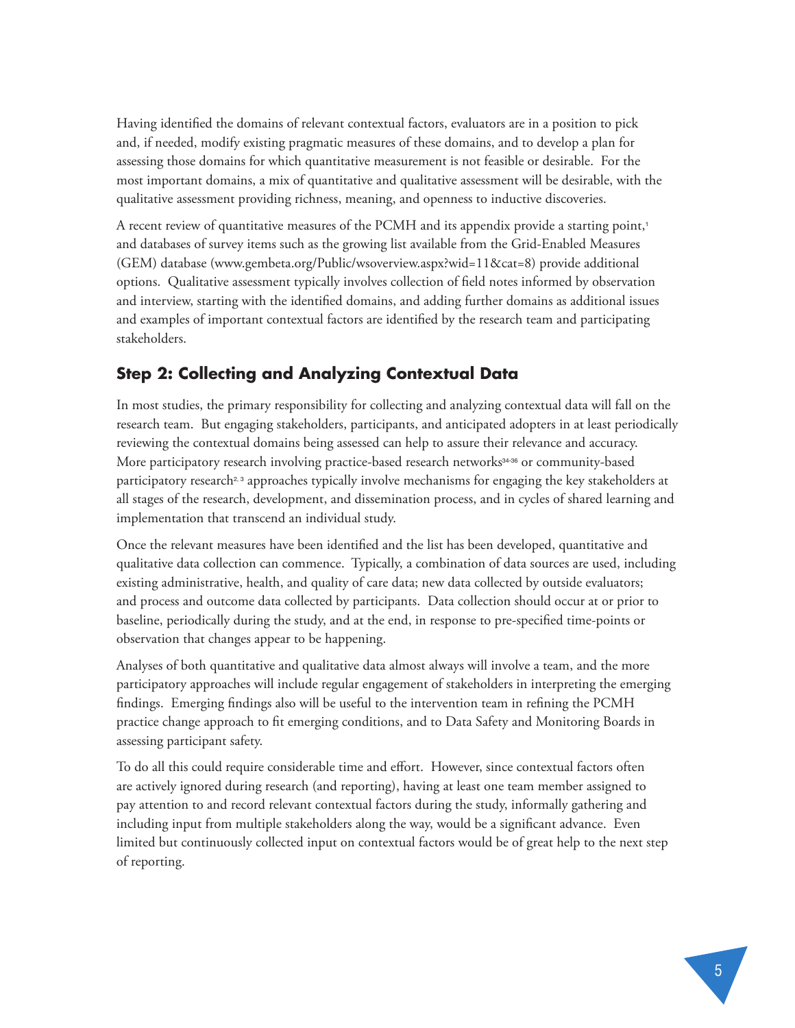Having identified the domains of relevant contextual factors, evaluators are in a position to pick and, if needed, modify existing pragmatic measures of these domains, and to develop a plan for assessing those domains for which quantitative measurement is not feasible or desirable. For the most important domains, a mix of quantitative and qualitative assessment will be desirable, with the qualitative assessment providing richness, meaning, and openness to inductive discoveries.

A recent review of quantitative measures of the PCMH and its appendix provide a starting point,[1] and databases of survey items such as the growing list available from the Grid-Enabled Measures (GEM) database (www.gembeta.org/Public/wsoverview.aspx?wid=11&cat=8) provide additional options. Qualitative assessment typically involves collection of field notes informed by observation and interview, starting with the identified domains, and adding further domains as additional issues and examples of important contextual factors are identified by the research team and participating stakeholders.

## Step 2: Collecting and Analyzing Contextual Data

In most studies, the primary responsibility for collecting and analyzing contextual data will fall on the research team. But engaging stakeholders, participants, and anticipated adopters in at least periodically reviewing the contextual domains being assessed can help to assure their relevance and accuracy. More participatory research involving practice-based research networks[34-36] or community-based participatory research[2, 3] approaches typically involve mechanisms for engaging the key stakeholders at all stages of the research, development, and dissemination process, and in cycles of shared learning and implementation that transcend an individual study.

Once the relevant measures have been identified and the list has been developed, quantitative and qualitative data collection can commence. Typically, a combination of data sources are used, including existing administrative, health, and quality of care data; new data collected by outside evaluators; and process and outcome data collected by participants. Data collection should occur at or prior to baseline, periodically during the study, and at the end, in response to pre-specified time-points or observation that changes appear to be happening.

Analyses of both quantitative and qualitative data almost always will involve a team, and the more participatory approaches will include regular engagement of stakeholders in interpreting the emerging findings. Emerging findings also will be useful to the intervention team in refining the PCMH practice change approach to fit emerging conditions, and to Data Safety and Monitoring Boards in assessing participant safety.

To do all this could require considerable time and effort. However, since contextual factors often are actively ignored during research (and reporting), having at least one team member assigned to pay attention to and record relevant contextual factors during the study, informally gathering and including input from multiple stakeholders along the way, would be a significant advance. Even limited but continuously collected input on contextual factors would be of great help to the next step of reporting.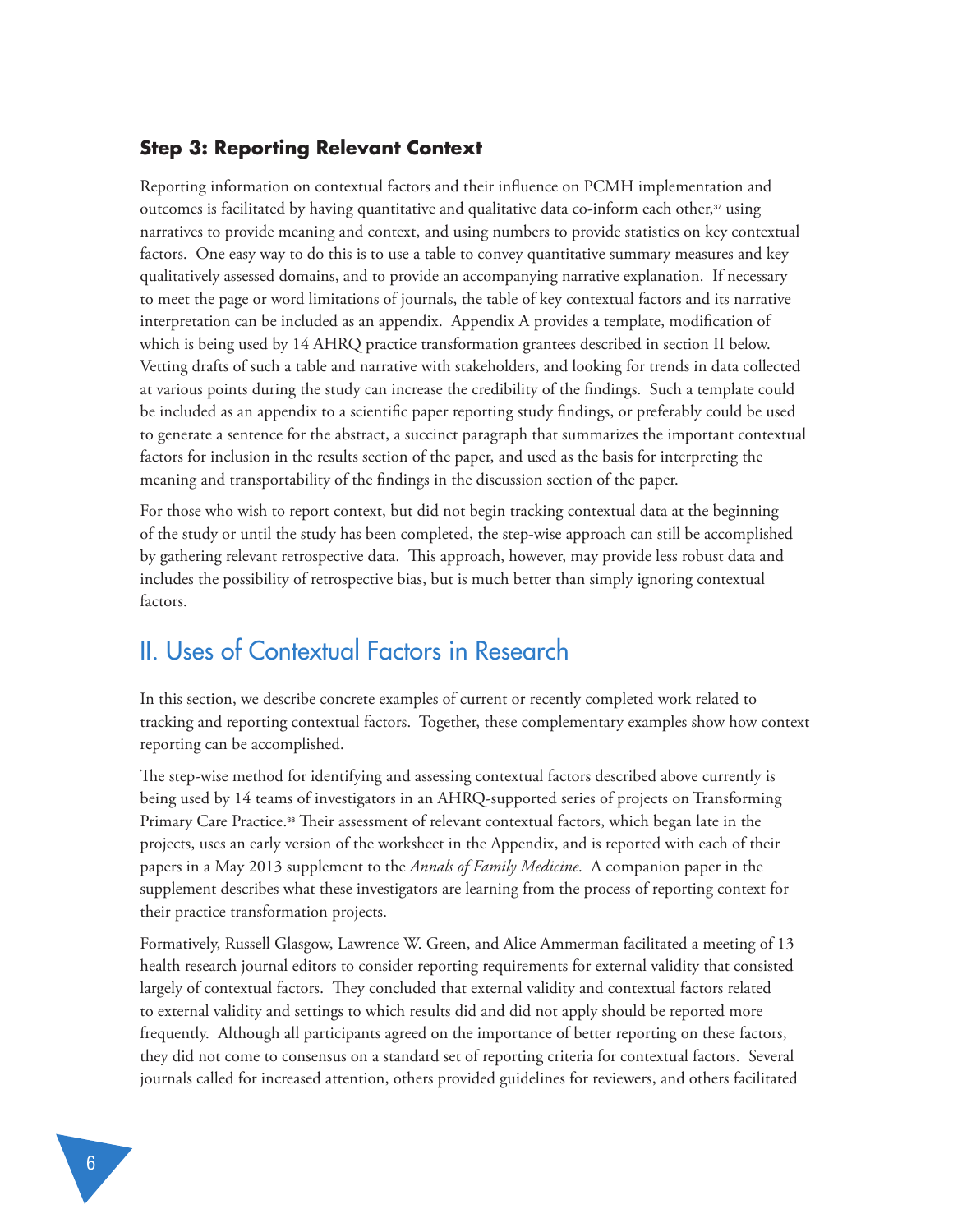### Step 3: Reporting Relevant Context

Reporting information on contextual factors and their influence on PCMH implementation and outcomes is facilitated by having quantitative and qualitative data co-inform each other,[37] using narratives to provide meaning and context, and using numbers to provide statistics on key contextual factors. One easy way to do this is to use a table to convey quantitative summary measures and key qualitatively assessed domains, and to provide an accompanying narrative explanation. If necessary to meet the page or word limitations of journals, the table of key contextual factors and its narrative interpretation can be included as an appendix. Appendix A provides a template, modification of which is being used by 14 AHRQ practice transformation grantees described in section II below. Vetting drafts of such a table and narrative with stakeholders, and looking for trends in data collected at various points during the study can increase the credibility of the findings. Such a template could be included as an appendix to a scientific paper reporting study findings, or preferably could be used to generate a sentence for the abstract, a succinct paragraph that summarizes the important contextual factors for inclusion in the results section of the paper, and used as the basis for interpreting the meaning and transportability of the findings in the discussion section of the paper.

For those who wish to report context, but did not begin tracking contextual data at the beginning of the study or until the study has been completed, the step-wise approach can still be accomplished by gathering relevant retrospective data. This approach, however, may provide less robust data and includes the possibility of retrospective bias, but is much better than simply ignoring contextual factors.

## II. Uses of Contextual Factors in Research

In this section, we describe concrete examples of current or recently completed work related to tracking and reporting contextual factors. Together, these complementary examples show how context reporting can be accomplished.

The step-wise method for identifying and assessing contextual factors described above currently is being used by 14 teams of investigators in an AHRQ-supported series of projects on Transforming Primary Care Practice.[38] Their assessment of relevant contextual factors, which began late in the projects, uses an early version of the worksheet in the Appendix, and is reported with each of their papers in a May 2013 supplement to the *Annals of Family Medicine*. A companion paper in the supplement describes what these investigators are learning from the process of reporting context for their practice transformation projects.

Formatively, Russell Glasgow, Lawrence W. Green, and Alice Ammerman facilitated a meeting of 13 health research journal editors to consider reporting requirements for external validity that consisted largely of contextual factors. They concluded that external validity and contextual factors related to external validity and settings to which results did and did not apply should be reported more frequently. Although all participants agreed on the importance of better reporting on these factors, they did not come to consensus on a standard set of reporting criteria for contextual factors. Several journals called for increased attention, others provided guidelines for reviewers, and others facilitated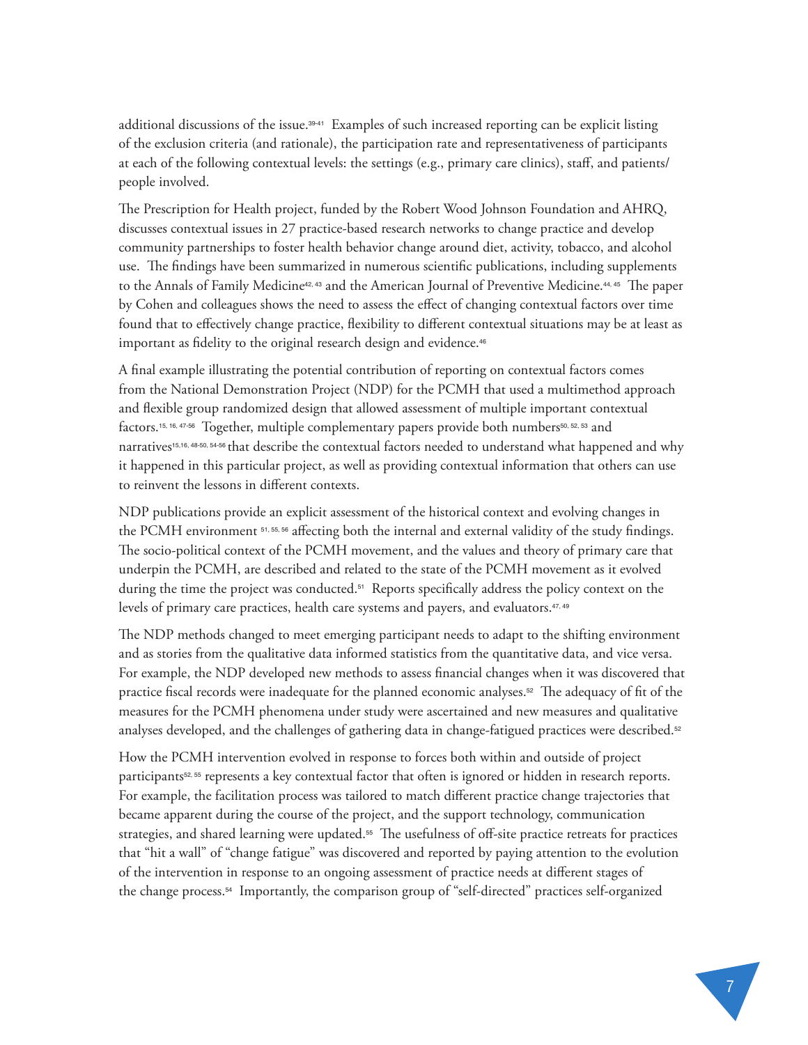additional discussions of the issue.[39-41] Examples of such increased reporting can be explicit listing of the exclusion criteria (and rationale), the participation rate and representativeness of participants at each of the following contextual levels: the settings (e.g., primary care clinics), staff, and patients/people involved.

The Prescription for Health project, funded by the Robert Wood Johnson Foundation and AHRQ, discusses contextual issues in 27 practice-based research networks to change practice and develop community partnerships to foster health behavior change around diet, activity, tobacco, and alcohol use. The findings have been summarized in numerous scientific publications, including supplements to the Annals of Family Medicine[42, 43] and the American Journal of Preventive Medicine.[44, 45] The paper by Cohen and colleagues shows the need to assess the effect of changing contextual factors over time found that to effectively change practice, flexibility to different contextual situations may be at least as important as fidelity to the original research design and evidence.[46]

A final example illustrating the potential contribution of reporting on contextual factors comes from the National Demonstration Project (NDP) for the PCMH that used a multimethod approach and flexible group randomized design that allowed assessment of multiple important contextual factors.[15, 16, 47-56] Together, multiple complementary papers provide both numbers[50, 52, 53] and narratives[15,16, 48-50, 54-56] that describe the contextual factors needed to understand what happened and why it happened in this particular project, as well as providing contextual information that others can use to reinvent the lessons in different contexts.

NDP publications provide an explicit assessment of the historical context and evolving changes in the PCMH environment [51, 55, 56] affecting both the internal and external validity of the study findings. The socio-political context of the PCMH movement, and the values and theory of primary care that underpin the PCMH, are described and related to the state of the PCMH movement as it evolved during the time the project was conducted.[51] Reports specifically address the policy context on the levels of primary care practices, health care systems and payers, and evaluators.[47, 49]

The NDP methods changed to meet emerging participant needs to adapt to the shifting environment and as stories from the qualitative data informed statistics from the quantitative data, and vice versa. For example, the NDP developed new methods to assess financial changes when it was discovered that practice fiscal records were inadequate for the planned economic analyses.[52] The adequacy of fit of the measures for the PCMH phenomena under study were ascertained and new measures and qualitative analyses developed, and the challenges of gathering data in change-fatigued practices were described.[52]

How the PCMH intervention evolved in response to forces both within and outside of project participants[52, 55] represents a key contextual factor that often is ignored or hidden in research reports. For example, the facilitation process was tailored to match different practice change trajectories that became apparent during the course of the project, and the support technology, communication strategies, and shared learning were updated.[55] The usefulness of off-site practice retreats for practices that "hit a wall" of "change fatigue" was discovered and reported by paying attention to the evolution of the intervention in response to an ongoing assessment of practice needs at different stages of the change process.[54] Importantly, the comparison group of "self-directed" practices self-organized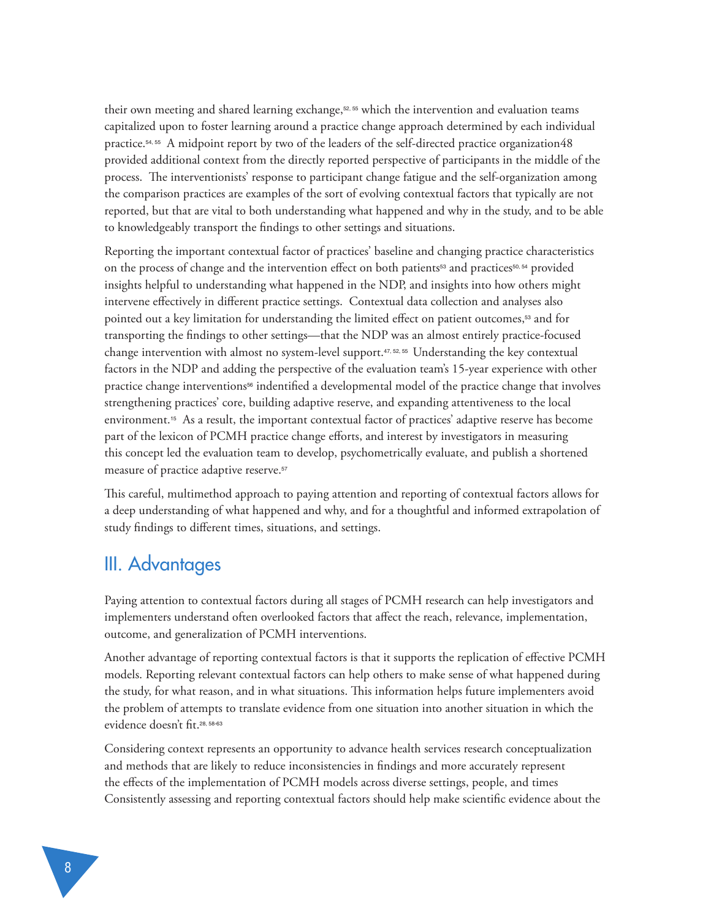their own meeting and shared learning exchange,[52, 55] which the intervention and evaluation teams capitalized upon to foster learning around a practice change approach determined by each individual practice.[54, 55] A midpoint report by two of the leaders of the self-directed practice organization48 provided additional context from the directly reported perspective of participants in the middle of the process. The interventionists' response to participant change fatigue and the self-organization among the comparison practices are examples of the sort of evolving contextual factors that typically are not reported, but that are vital to both understanding what happened and why in the study, and to be able to knowledgeably transport the findings to other settings and situations.

Reporting the important contextual factor of practices' baseline and changing practice characteristics on the process of change and the intervention effect on both patients[53] and practices[50, 54] provided insights helpful to understanding what happened in the NDP, and insights into how others might intervene effectively in different practice settings. Contextual data collection and analyses also pointed out a key limitation for understanding the limited effect on patient outcomes,[53] and for transporting the findings to other settings—that the NDP was an almost entirely practice-focused change intervention with almost no system-level support.[47, 52, 55] Understanding the key contextual factors in the NDP and adding the perspective of the evaluation team's 15-year experience with other practice change interventions[56] indentified a developmental model of the practice change that involves strengthening practices' core, building adaptive reserve, and expanding attentiveness to the local environment.[15] As a result, the important contextual factor of practices' adaptive reserve has become part of the lexicon of PCMH practice change efforts, and interest by investigators in measuring this concept led the evaluation team to develop, psychometrically evaluate, and publish a shortened measure of practice adaptive reserve.[57]

This careful, multimethod approach to paying attention and reporting of contextual factors allows for a deep understanding of what happened and why, and for a thoughtful and informed extrapolation of study findings to different times, situations, and settings.

## III. Advantages

Paying attention to contextual factors during all stages of PCMH research can help investigators and implementers understand often overlooked factors that affect the reach, relevance, implementation, outcome, and generalization of PCMH interventions.

Another advantage of reporting contextual factors is that it supports the replication of effective PCMH models. Reporting relevant contextual factors can help others to make sense of what happened during the study, for what reason, and in what situations. This information helps future implementers avoid the problem of attempts to translate evidence from one situation into another situation in which the evidence doesn't fit.[28, 58-63]

Considering context represents an opportunity to advance health services research conceptualization and methods that are likely to reduce inconsistencies in findings and more accurately represent the effects of the implementation of PCMH models across diverse settings, people, and times Consistently assessing and reporting contextual factors should help make scientific evidence about the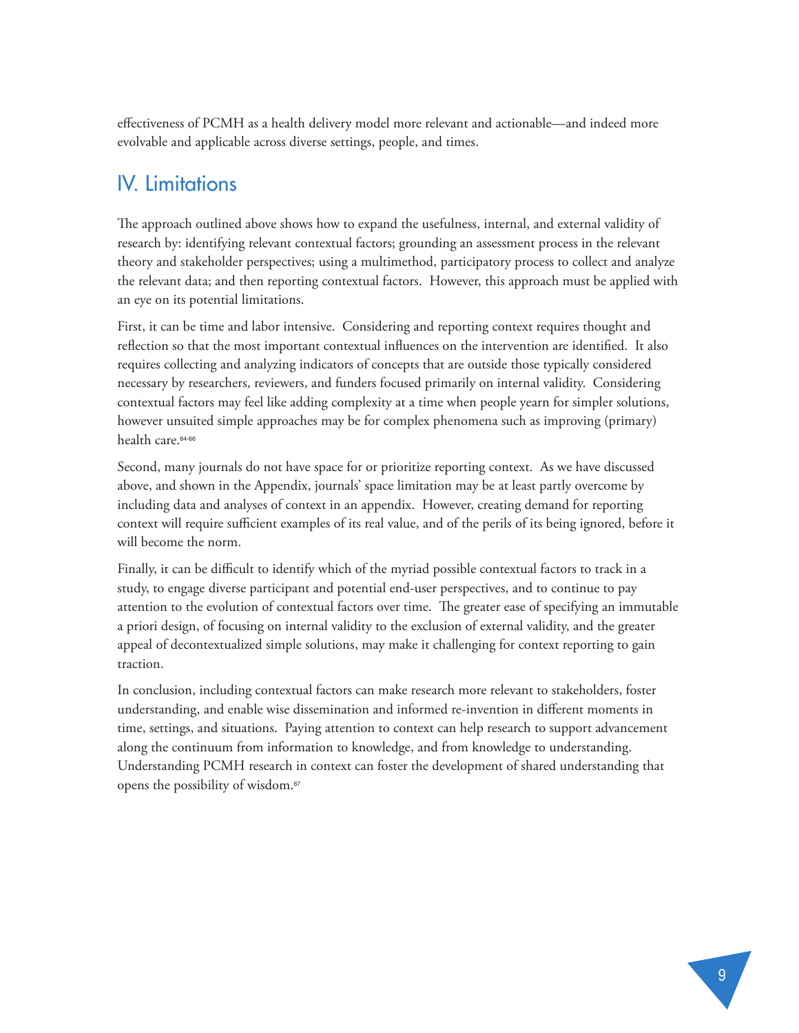effectiveness of PCMH as a health delivery model more relevant and actionable—and indeed more evolvable and applicable across diverse settings, people, and times.

## IV. Limitations

The approach outlined above shows how to expand the usefulness, internal, and external validity of research by: identifying relevant contextual factors; grounding an assessment process in the relevant theory and stakeholder perspectives; using a multimethod, participatory process to collect and analyze the relevant data; and then reporting contextual factors. However, this approach must be applied with an eye on its potential limitations.

First, it can be time and labor intensive. Considering and reporting context requires thought and reflection so that the most important contextual influences on the intervention are identified. It also requires collecting and analyzing indicators of concepts that are outside those typically considered necessary by researchers, reviewers, and funders focused primarily on internal validity. Considering contextual factors may feel like adding complexity at a time when people yearn for simpler solutions, however unsuited simple approaches may be for complex phenomena such as improving (primary) health care.[64-66]

Second, many journals do not have space for or prioritize reporting context. As we have discussed above, and shown in the Appendix, journals' space limitation may be at least partly overcome by including data and analyses of context in an appendix. However, creating demand for reporting context will require sufficient examples of its real value, and of the perils of its being ignored, before it will become the norm.

Finally, it can be difficult to identify which of the myriad possible contextual factors to track in a study, to engage diverse participant and potential end-user perspectives, and to continue to pay attention to the evolution of contextual factors over time. The greater ease of specifying an immutable a priori design, of focusing on internal validity to the exclusion of external validity, and the greater appeal of decontextualized simple solutions, may make it challenging for context reporting to gain traction.

In conclusion, including contextual factors can make research more relevant to stakeholders, foster understanding, and enable wise dissemination and informed re-invention in different moments in time, settings, and situations. Paying attention to context can help research to support advancement along the continuum from information to knowledge, and from knowledge to understanding. Understanding PCMH research in context can foster the development of shared understanding that opens the possibility of wisdom.[67]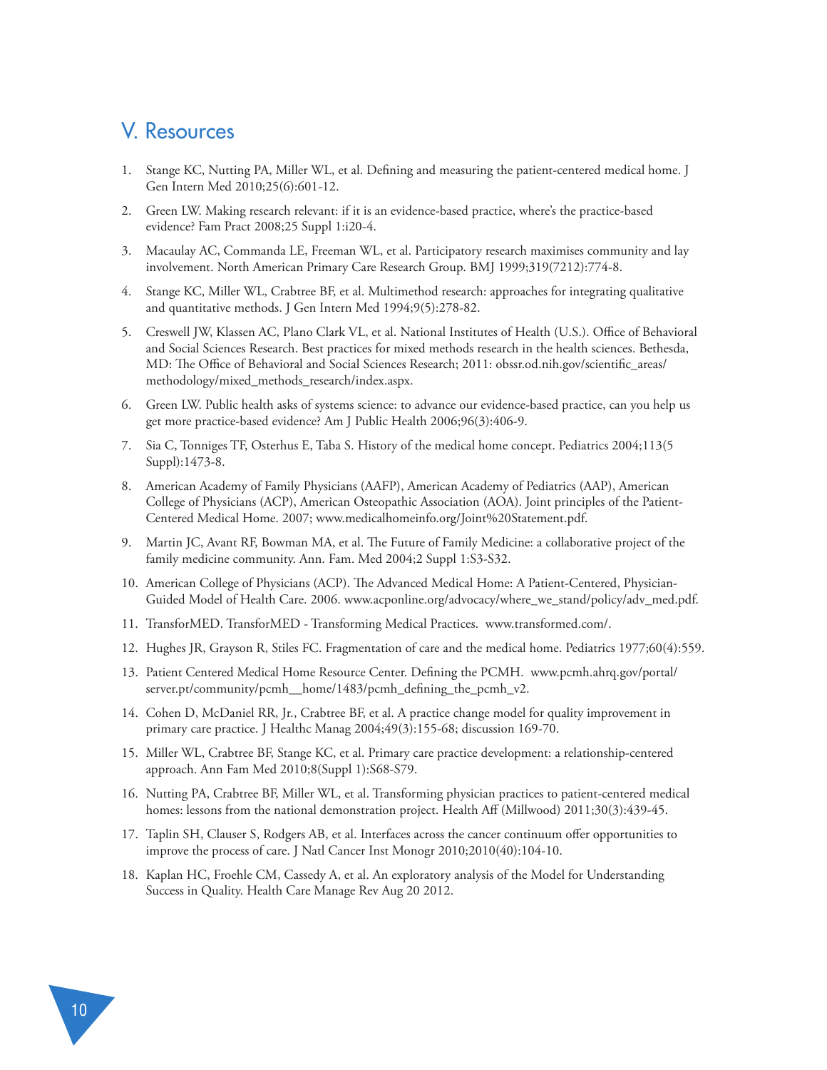## V. Resources

1. Stange KC, Nutting PA, Miller WL, et al. Defining and measuring the patient-centered medical home. J Gen Intern Med 2010;25(6):601-12.
2. Green LW. Making research relevant: if it is an evidence-based practice, where's the practice-based evidence? Fam Pract 2008;25 Suppl 1:i20-4.
3. Macaulay AC, Commanda LE, Freeman WL, et al. Participatory research maximises community and lay involvement. North American Primary Care Research Group. BMJ 1999;319(7212):774-8.
4. Stange KC, Miller WL, Crabtree BF, et al. Multimethod research: approaches for integrating qualitative and quantitative methods. J Gen Intern Med 1994;9(5):278-82.
5. Creswell JW, Klassen AC, Plano Clark VL, et al. National Institutes of Health (U.S.). Office of Behavioral and Social Sciences Research. Best practices for mixed methods research in the health sciences. Bethesda, MD: The Office of Behavioral and Social Sciences Research; 2011: obssr.od.nih.gov/scientific_areas/methodology/mixed_methods_research/index.aspx.
6. Green LW. Public health asks of systems science: to advance our evidence-based practice, can you help us get more practice-based evidence? Am J Public Health 2006;96(3):406-9.
7. Sia C, Tonniges TF, Osterhus E, Taba S. History of the medical home concept. Pediatrics 2004;113(5 Suppl):1473-8.
8. American Academy of Family Physicians (AAFP), American Academy of Pediatrics (AAP), American College of Physicians (ACP), American Osteopathic Association (AOA). Joint principles of the Patient-Centered Medical Home. 2007; www.medicalhomeinfo.org/Joint%20Statement.pdf.
9. Martin JC, Avant RF, Bowman MA, et al. The Future of Family Medicine: a collaborative project of the family medicine community. Ann. Fam. Med 2004;2 Suppl 1:S3-S32.
10. American College of Physicians (ACP). The Advanced Medical Home: A Patient-Centered, Physician-Guided Model of Health Care. 2006. www.acponline.org/advocacy/where_we_stand/policy/adv_med.pdf.
11. TransforMED. TransforMED - Transforming Medical Practices. www.transformed.com/.
12. Hughes JR, Grayson R, Stiles FC. Fragmentation of care and the medical home. Pediatrics 1977;60(4):559.
13. Patient Centered Medical Home Resource Center. Defining the PCMH. www.pcmh.ahrq.gov/portal/server.pt/community/pcmh__home/1483/pcmh_defining_the_pcmh_v2.
14. Cohen D, McDaniel RR, Jr., Crabtree BF, et al. A practice change model for quality improvement in primary care practice. J Healthc Manag 2004;49(3):155-68; discussion 169-70.
15. Miller WL, Crabtree BF, Stange KC, et al. Primary care practice development: a relationship-centered approach. Ann Fam Med 2010;8(Suppl 1):S68-S79.
16. Nutting PA, Crabtree BF, Miller WL, et al. Transforming physician practices to patient-centered medical homes: lessons from the national demonstration project. Health Aff (Millwood) 2011;30(3):439-45.
17. Taplin SH, Clauser S, Rodgers AB, et al. Interfaces across the cancer continuum offer opportunities to improve the process of care. J Natl Cancer Inst Monogr 2010;2010(40):104-10.
18. Kaplan HC, Froehle CM, Cassedy A, et al. An exploratory analysis of the Model for Understanding Success in Quality. Health Care Manage Rev Aug 20 2012.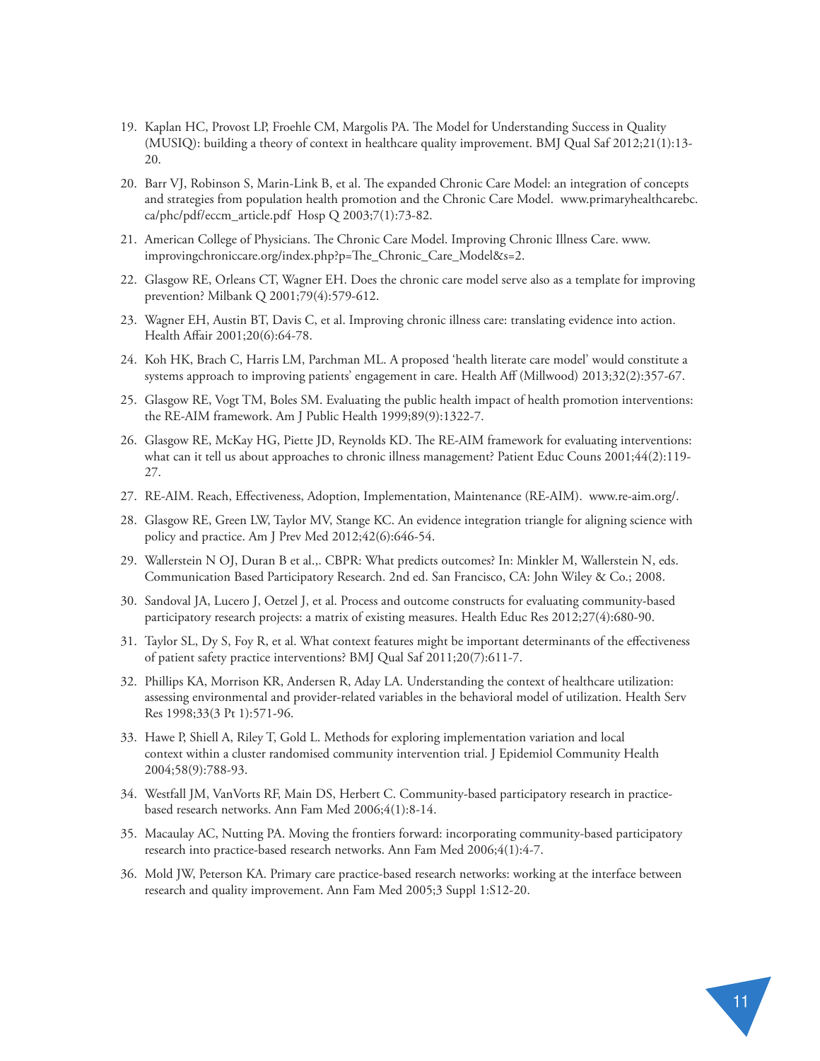19. Kaplan HC, Provost LP, Froehle CM, Margolis PA. The Model for Understanding Success in Quality (MUSIQ): building a theory of context in healthcare quality improvement. BMJ Qual Saf 2012;21(1):13-20.
20. Barr VJ, Robinson S, Marin-Link B, et al. The expanded Chronic Care Model: an integration of concepts and strategies from population health promotion and the Chronic Care Model. www.primaryhealthcarebc.ca/phc/pdf/eccm_article.pdf Hosp Q 2003;7(1):73-82.
21. American College of Physicians. The Chronic Care Model. Improving Chronic Illness Care. www.improvingchroniccare.org/index.php?p=The_Chronic_Care_Model&s=2.
22. Glasgow RE, Orleans CT, Wagner EH. Does the chronic care model serve also as a template for improving prevention? Milbank Q 2001;79(4):579-612.
23. Wagner EH, Austin BT, Davis C, et al. Improving chronic illness care: translating evidence into action. Health Affair 2001;20(6):64-78.
24. Koh HK, Brach C, Harris LM, Parchman ML. A proposed 'health literate care model' would constitute a systems approach to improving patients' engagement in care. Health Aff (Millwood) 2013;32(2):357-67.
25. Glasgow RE, Vogt TM, Boles SM. Evaluating the public health impact of health promotion interventions: the RE-AIM framework. Am J Public Health 1999;89(9):1322-7.
26. Glasgow RE, McKay HG, Piette JD, Reynolds KD. The RE-AIM framework for evaluating interventions: what can it tell us about approaches to chronic illness management? Patient Educ Couns 2001;44(2):119-27.
27. RE-AIM. Reach, Effectiveness, Adoption, Implementation, Maintenance (RE-AIM). www.re-aim.org/.
28. Glasgow RE, Green LW, Taylor MV, Stange KC. An evidence integration triangle for aligning science with policy and practice. Am J Prev Med 2012;42(6):646-54.
29. Wallerstein N OJ, Duran B et al.,. CBPR: What predicts outcomes? In: Minkler M, Wallerstein N, eds. Communication Based Participatory Research. 2nd ed. San Francisco, CA: John Wiley & Co.; 2008.
30. Sandoval JA, Lucero J, Oetzel J, et al. Process and outcome constructs for evaluating community-based participatory research projects: a matrix of existing measures. Health Educ Res 2012;27(4):680-90.
31. Taylor SL, Dy S, Foy R, et al. What context features might be important determinants of the effectiveness of patient safety practice interventions? BMJ Qual Saf 2011;20(7):611-7.
32. Phillips KA, Morrison KR, Andersen R, Aday LA. Understanding the context of healthcare utilization: assessing environmental and provider-related variables in the behavioral model of utilization. Health Serv Res 1998;33(3 Pt 1):571-96.
33. Hawe P, Shiell A, Riley T, Gold L. Methods for exploring implementation variation and local context within a cluster randomised community intervention trial. J Epidemiol Community Health 2004;58(9):788-93.
34. Westfall JM, VanVorts RF, Main DS, Herbert C. Community-based participatory research in practice-based research networks. Ann Fam Med 2006;4(1):8-14.
35. Macaulay AC, Nutting PA. Moving the frontiers forward: incorporating community-based participatory research into practice-based research networks. Ann Fam Med 2006;4(1):4-7.
36. Mold JW, Peterson KA. Primary care practice-based research networks: working at the interface between research and quality improvement. Ann Fam Med 2005;3 Suppl 1:S12-20.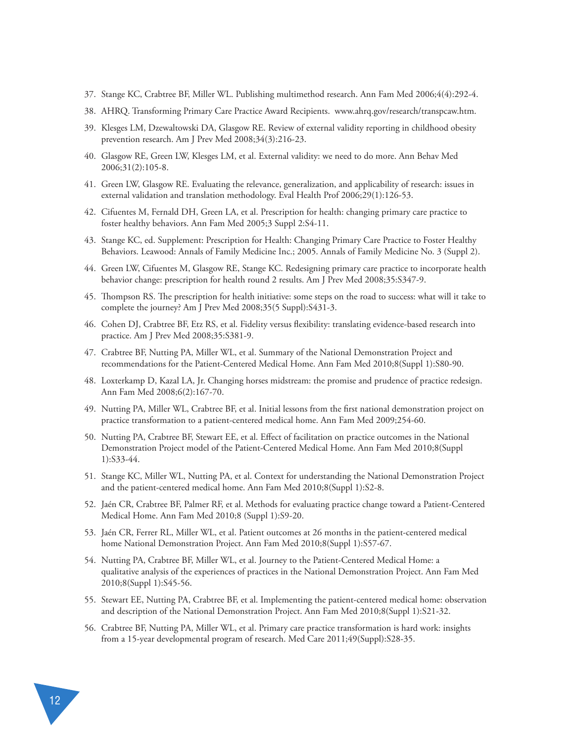37. Stange KC, Crabtree BF, Miller WL. Publishing multimethod research. Ann Fam Med 2006;4(4):292-4.
38. AHRQ. Transforming Primary Care Practice Award Recipients. www.ahrq.gov/research/transpcaw.htm.
39. Klesges LM, Dzewaltowski DA, Glasgow RE. Review of external validity reporting in childhood obesity prevention research. Am J Prev Med 2008;34(3):216-23.
40. Glasgow RE, Green LW, Klesges LM, et al. External validity: we need to do more. Ann Behav Med 2006;31(2):105-8.
41. Green LW, Glasgow RE. Evaluating the relevance, generalization, and applicability of research: issues in external validation and translation methodology. Eval Health Prof 2006;29(1):126-53.
42. Cifuentes M, Fernald DH, Green LA, et al. Prescription for health: changing primary care practice to foster healthy behaviors. Ann Fam Med 2005;3 Suppl 2:S4-11.
43. Stange KC, ed. Supplement: Prescription for Health: Changing Primary Care Practice to Foster Healthy Behaviors. Leawood: Annals of Family Medicine Inc.; 2005. Annals of Family Medicine No. 3 (Suppl 2).
44. Green LW, Cifuentes M, Glasgow RE, Stange KC. Redesigning primary care practice to incorporate health behavior change: prescription for health round 2 results. Am J Prev Med 2008;35:S347-9.
45. Thompson RS. The prescription for health initiative: some steps on the road to success: what will it take to complete the journey? Am J Prev Med 2008;35(5 Suppl):S431-3.
46. Cohen DJ, Crabtree BF, Etz RS, et al. Fidelity versus flexibility: translating evidence-based research into practice. Am J Prev Med 2008;35:S381-9.
47. Crabtree BF, Nutting PA, Miller WL, et al. Summary of the National Demonstration Project and recommendations for the Patient-Centered Medical Home. Ann Fam Med 2010;8(Suppl 1):S80-90.
48. Loxterkamp D, Kazal LA, Jr. Changing horses midstream: the promise and prudence of practice redesign. Ann Fam Med 2008;6(2):167-70.
49. Nutting PA, Miller WL, Crabtree BF, et al. Initial lessons from the first national demonstration project on practice transformation to a patient-centered medical home. Ann Fam Med 2009;254-60.
50. Nutting PA, Crabtree BF, Stewart EE, et al. Effect of facilitation on practice outcomes in the National Demonstration Project model of the Patient-Centered Medical Home. Ann Fam Med 2010;8(Suppl 1):S33-44.
51. Stange KC, Miller WL, Nutting PA, et al. Context for understanding the National Demonstration Project and the patient-centered medical home. Ann Fam Med 2010;8(Suppl 1):S2-8.
52. Jaén CR, Crabtree BF, Palmer RF, et al. Methods for evaluating practice change toward a Patient-Centered Medical Home. Ann Fam Med 2010;8 (Suppl 1):S9-20.
53. Jaén CR, Ferrer RL, Miller WL, et al. Patient outcomes at 26 months in the patient-centered medical home National Demonstration Project. Ann Fam Med 2010;8(Suppl 1):S57-67.
54. Nutting PA, Crabtree BF, Miller WL, et al. Journey to the Patient-Centered Medical Home: a qualitative analysis of the experiences of practices in the National Demonstration Project. Ann Fam Med 2010;8(Suppl 1):S45-56.
55. Stewart EE, Nutting PA, Crabtree BF, et al. Implementing the patient-centered medical home: observation and description of the National Demonstration Project. Ann Fam Med 2010;8(Suppl 1):S21-32.
56. Crabtree BF, Nutting PA, Miller WL, et al. Primary care practice transformation is hard work: insights from a 15-year developmental program of research. Med Care 2011;49(Suppl):S28-35.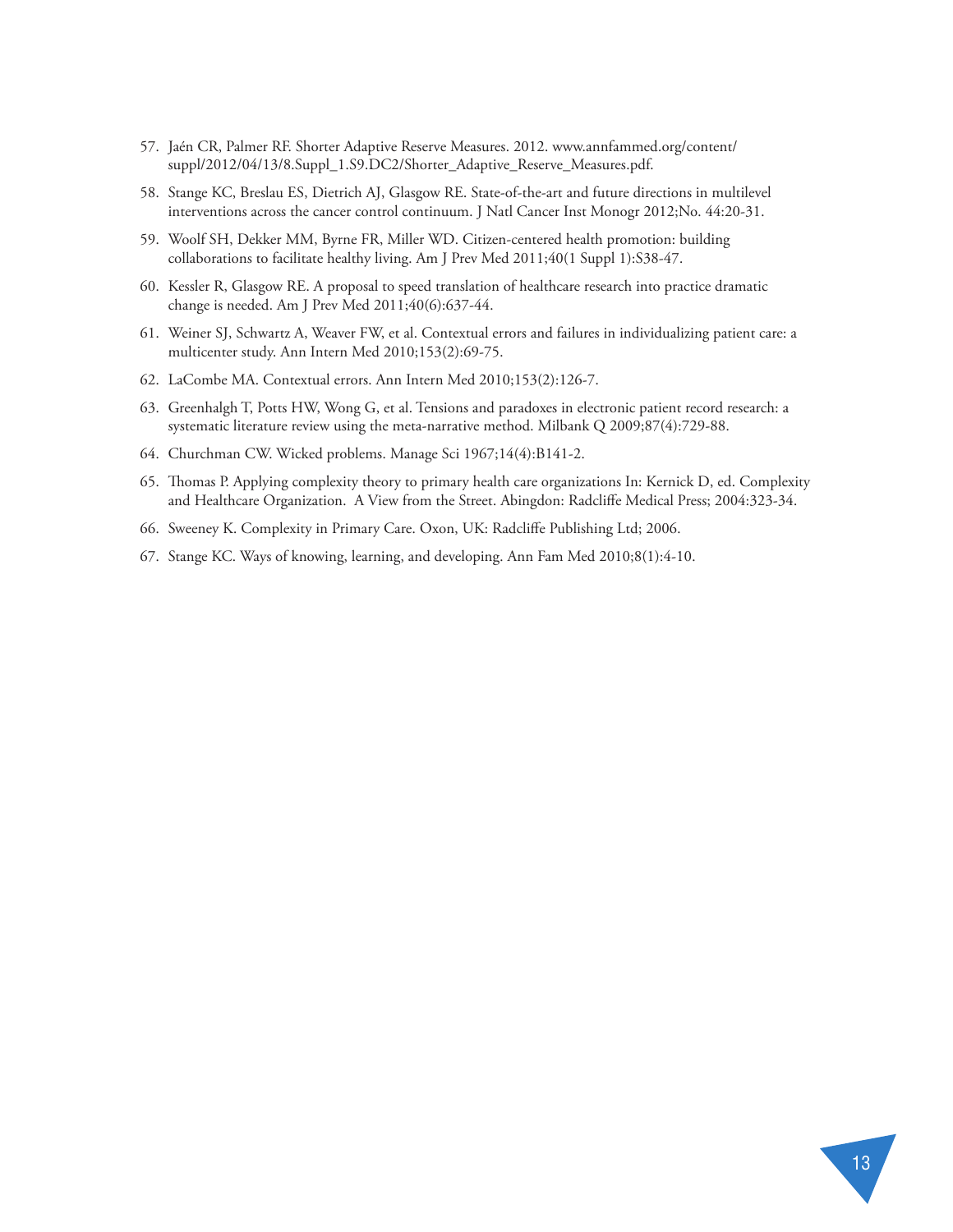57. Jaén CR, Palmer RF. Shorter Adaptive Reserve Measures. 2012. www.annfammed.org/content/suppl/2012/04/13/8.Suppl_1.S9.DC2/Shorter_Adaptive_Reserve_Measures.pdf.
58. Stange KC, Breslau ES, Dietrich AJ, Glasgow RE. State-of-the-art and future directions in multilevel interventions across the cancer control continuum. J Natl Cancer Inst Monogr 2012;No. 44:20-31.
59. Woolf SH, Dekker MM, Byrne FR, Miller WD. Citizen-centered health promotion: building collaborations to facilitate healthy living. Am J Prev Med 2011;40(1 Suppl 1):S38-47.
60. Kessler R, Glasgow RE. A proposal to speed translation of healthcare research into practice dramatic change is needed. Am J Prev Med 2011;40(6):637-44.
61. Weiner SJ, Schwartz A, Weaver FW, et al. Contextual errors and failures in individualizing patient care: a multicenter study. Ann Intern Med 2010;153(2):69-75.
62. LaCombe MA. Contextual errors. Ann Intern Med 2010;153(2):126-7.
63. Greenhalgh T, Potts HW, Wong G, et al. Tensions and paradoxes in electronic patient record research: a systematic literature review using the meta-narrative method. Milbank Q 2009;87(4):729-88.
64. Churchman CW. Wicked problems. Manage Sci 1967;14(4):B141-2.
65. Thomas P. Applying complexity theory to primary health care organizations In: Kernick D, ed. Complexity and Healthcare Organization. A View from the Street. Abingdon: Radcliffe Medical Press; 2004:323-34.
66. Sweeney K. Complexity in Primary Care. Oxon, UK: Radcliffe Publishing Ltd; 2006.
67. Stange KC. Ways of knowing, learning, and developing. Ann Fam Med 2010;8(1):4-10.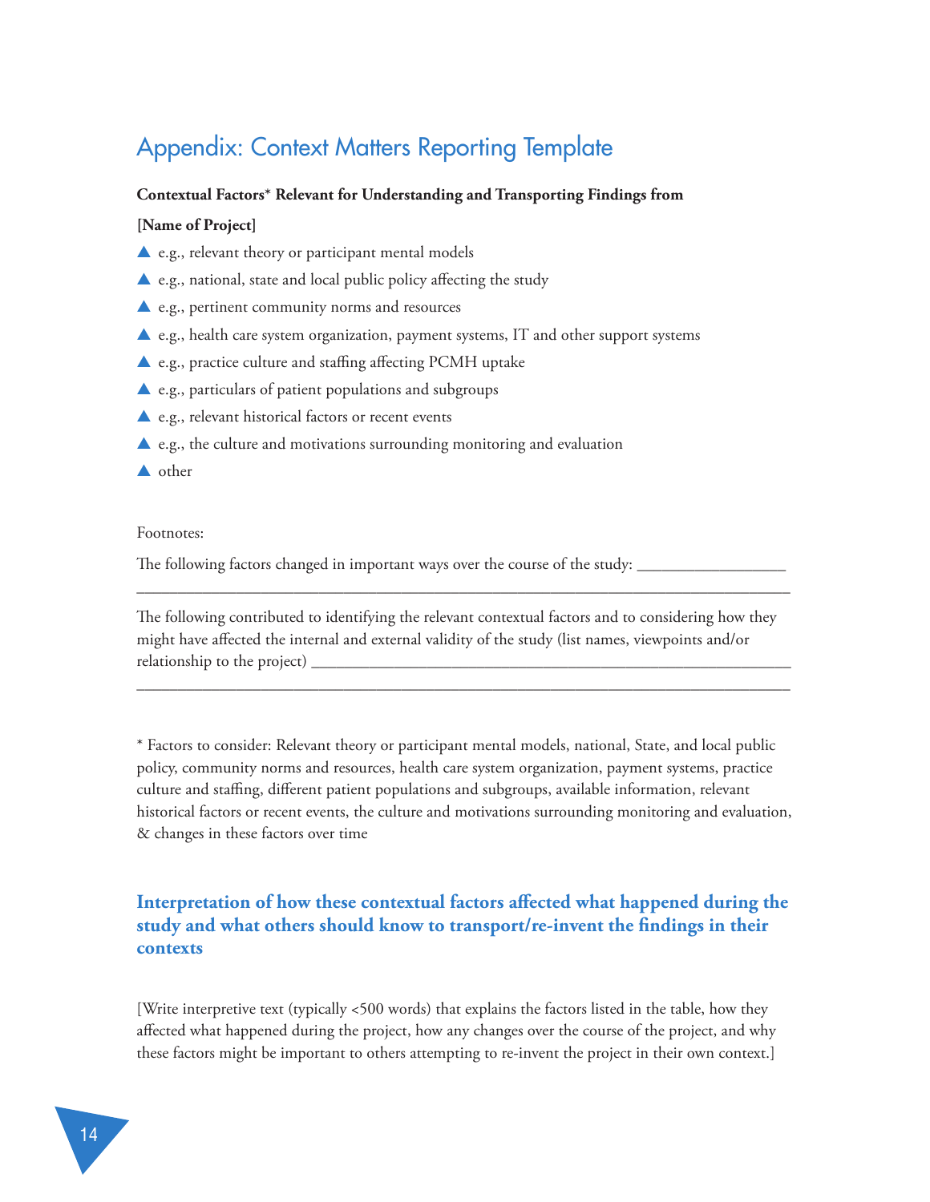# Appendix: Context Matters Reporting Template

**Contextual Factors* Relevant for Understanding and Transporting Findings from**

**[Name of Project]**

- ▲ e.g., relevant theory or participant mental models
- ▲ e.g., national, state and local public policy affecting the study
- ▲ e.g., pertinent community norms and resources
- ▲ e.g., health care system organization, payment systems, IT and other support systems
- ▲ e.g., practice culture and staffing affecting PCMH uptake
- ▲ e.g., particulars of patient populations and subgroups
- ▲ e.g., relevant historical factors or recent events
- ▲ e.g., the culture and motivations surrounding monitoring and evaluation
- ▲ other

Footnotes:

The following factors changed in important ways over the course of the study: ______________________________________________________________________________________________

The following contributed to identifying the relevant contextual factors and to considering how they might have affected the internal and external validity of the study (list names, viewpoints and/or relationship to the project) ______________________________________________________________________________________________

* Factors to consider: Relevant theory or participant mental models, national, State, and local public policy, community norms and resources, health care system organization, payment systems, practice culture and staffing, different patient populations and subgroups, available information, relevant historical factors or recent events, the culture and motivations surrounding monitoring and evaluation, & changes in these factors over time

## Interpretation of how these contextual factors affected what happened during the study and what others should know to transport/re-invent the findings in their contexts

[Write interpretive text (typically <500 words) that explains the factors listed in the table, how they affected what happened during the project, how any changes over the course of the project, and why these factors might be important to others attempting to re-invent the project in their own context.]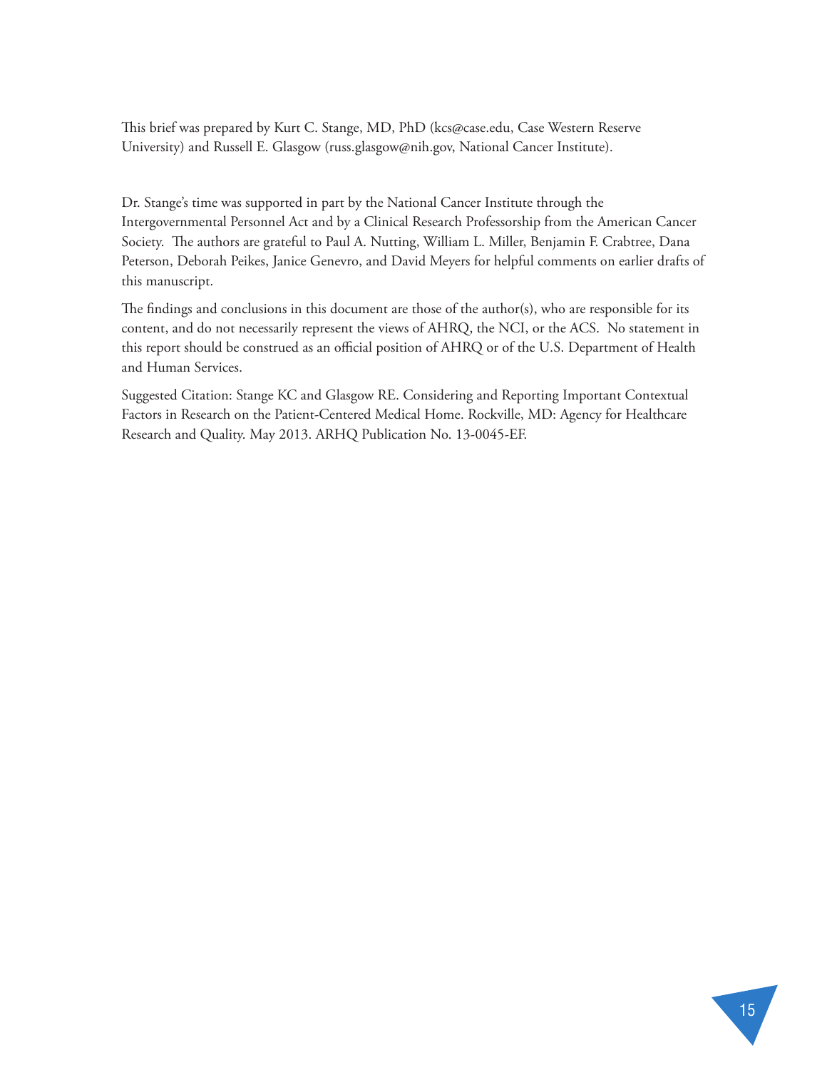This brief was prepared by Kurt C. Stange, MD, PhD (kcs@case.edu, Case Western Reserve University) and Russell E. Glasgow (russ.glasgow@nih.gov, National Cancer Institute).

Dr. Stange's time was supported in part by the National Cancer Institute through the Intergovernmental Personnel Act and by a Clinical Research Professorship from the American Cancer Society. The authors are grateful to Paul A. Nutting, William L. Miller, Benjamin F. Crabtree, Dana Peterson, Deborah Peikes, Janice Genevro, and David Meyers for helpful comments on earlier drafts of this manuscript.

The findings and conclusions in this document are those of the author(s), who are responsible for its content, and do not necessarily represent the views of AHRQ, the NCI, or the ACS. No statement in this report should be construed as an official position of AHRQ or of the U.S. Department of Health and Human Services.

Suggested Citation: Stange KC and Glasgow RE. Considering and Reporting Important Contextual Factors in Research on the Patient-Centered Medical Home. Rockville, MD: Agency for Healthcare Research and Quality. May 2013. ARHQ Publication No. 13-0045-EF.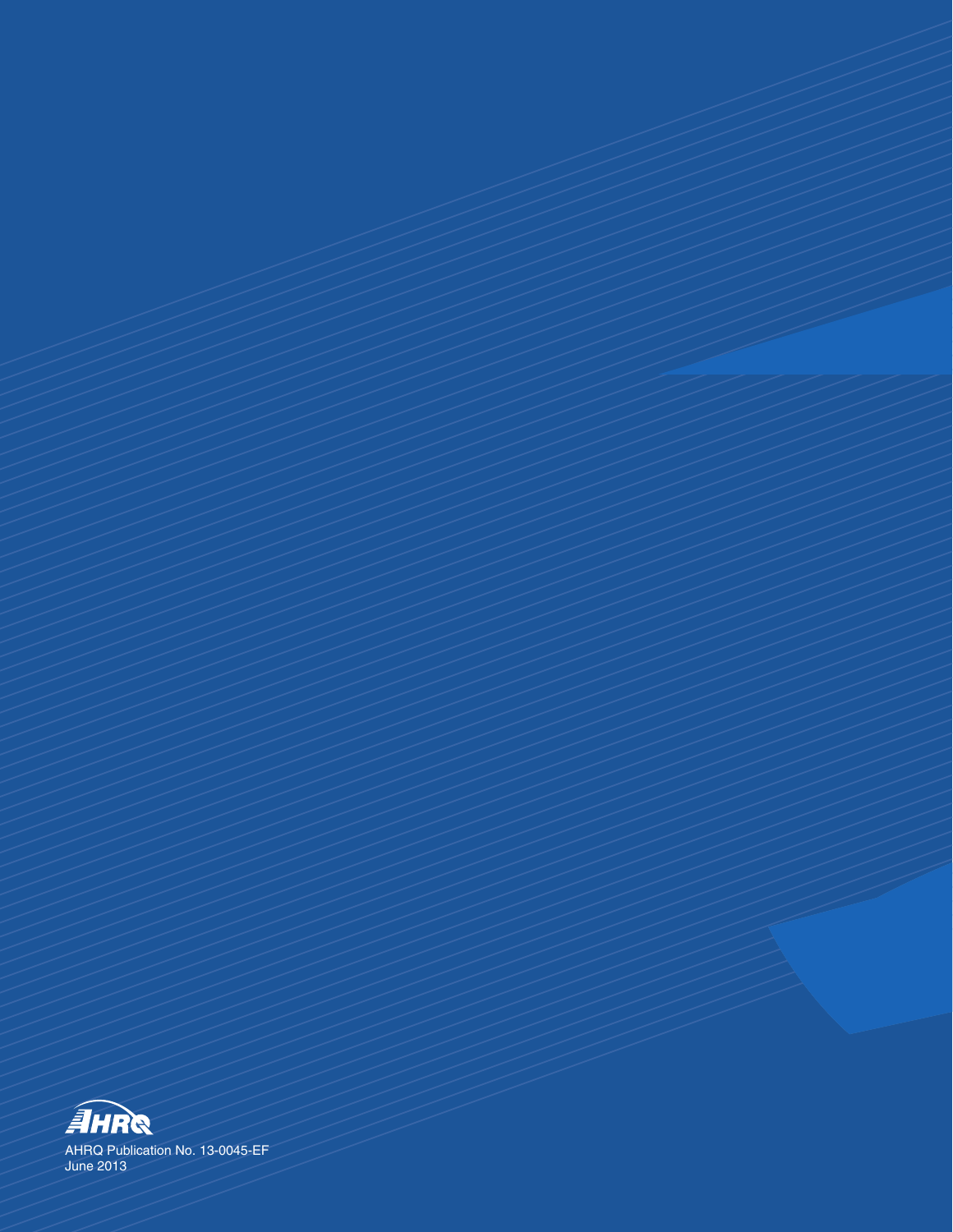AHRQ Publication No. 13-0045-EF
June 2013